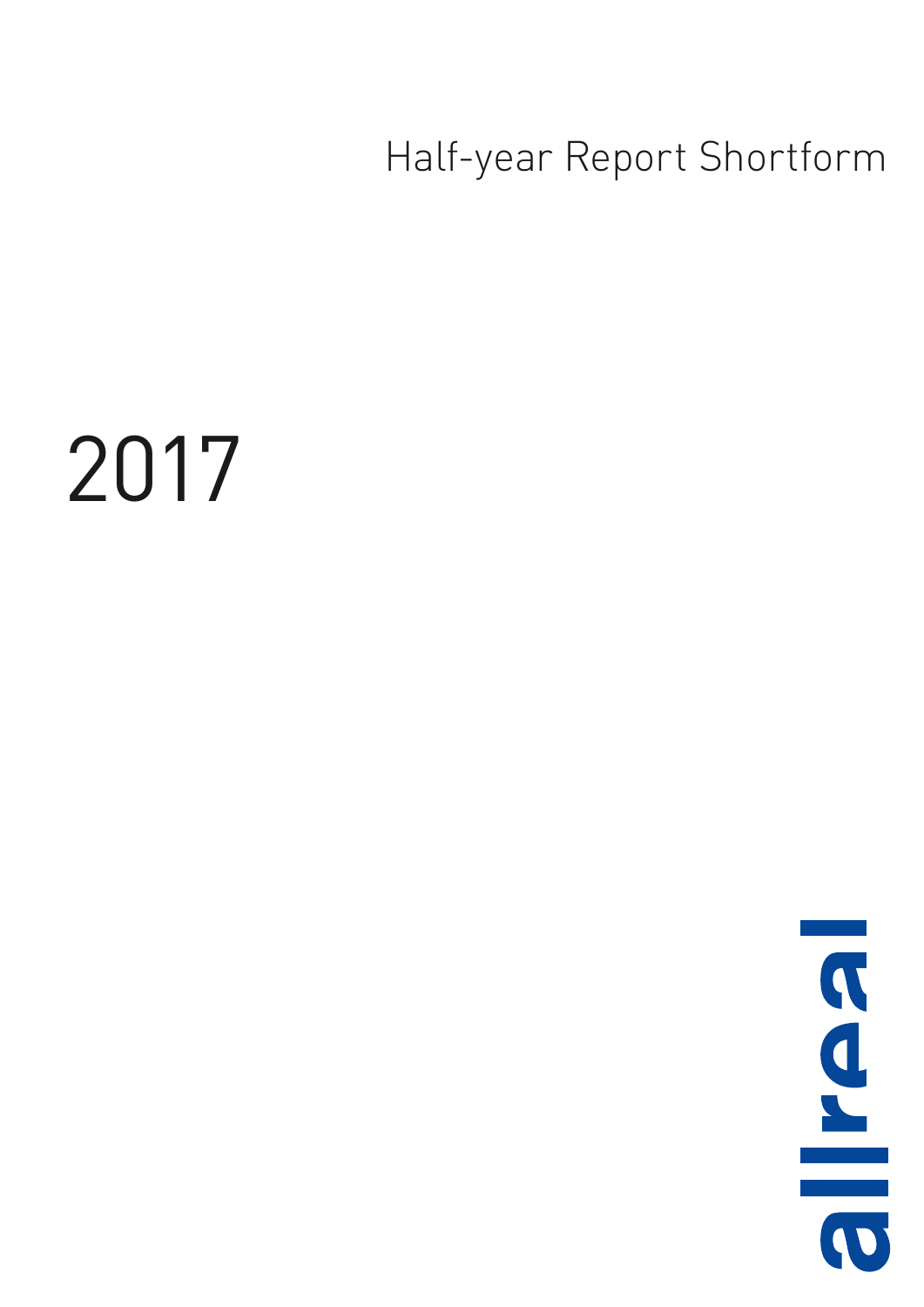Half-year Report Shortform

# 2017

allreal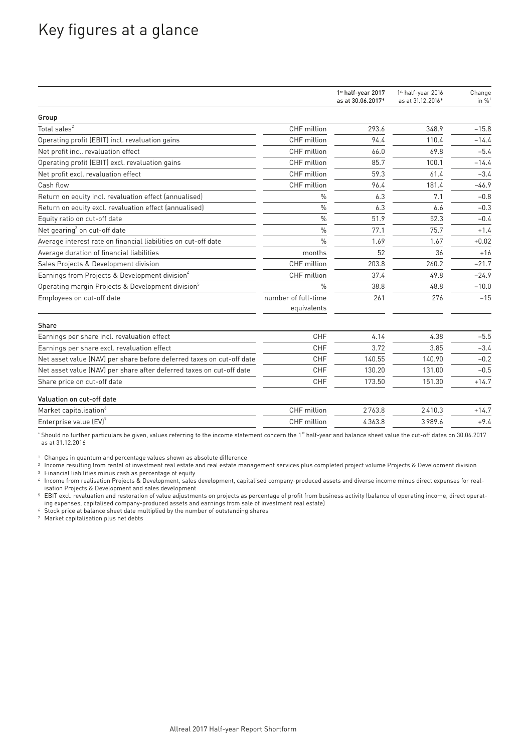# Key figures at a glance

| | | 1st half-year 2017 as at 30.06.2017* | 1st half-year 2016 as at 31.12.2016* | Change in %[1] |
|---|---|---|---|---|
| **Group** | | | | |
| Total sales[2] | CHF million | 293.6 | 348.9 | –15.8 |
| Operating profit (EBIT) incl. revaluation gains | CHF million | 94.4 | 110.4 | –14.4 |
| Net profit incl. revaluation effect | CHF million | 66.0 | 69.8 | –5.4 |
| Operating profit (EBIT) excl. revaluation gains | CHF million | 85.7 | 100.1 | –14.4 |
| Net profit excl. revaluation effect | CHF million | 59.3 | 61.4 | –3.4 |
| Cash flow | CHF million | 96.4 | 181.4 | –46.9 |
| Return on equity incl. revaluation effect (annualised) | % | 6.3 | 7.1 | –0.8 |
| Return on equity excl. revaluation effect (annualised) | % | 6.3 | 6.6 | –0.3 |
| Equity ratio on cut-off date | % | 51.9 | 52.3 | –0.4 |
| Net gearing[3] on cut-off date | % | 77.1 | 75.7 | +1.4 |
| Average interest rate on financial liabilities on cut-off date | % | 1.69 | 1.67 | +0.02 |
| Average duration of financial liabilities | months | 52 | 36 | +16 |
| Sales Projects & Development division | CHF million | 203.8 | 260.2 | –21.7 |
| Earnings from Projects & Development division[4] | CHF million | 37.4 | 49.8 | –24.9 |
| Operating margin Projects & Development division[5] | % | 38.8 | 48.8 | –10.0 |
| Employees on cut-off date | number of full-time equivalents | 261 | 276 | –15 |
| **Share** | | | | |
| Earnings per share incl. revaluation effect | CHF | 4.14 | 4.38 | –5.5 |
| Earnings per share excl. revaluation effect | CHF | 3.72 | 3.85 | –3.4 |
| Net asset value (NAV) per share before deferred taxes on cut-off date | CHF | 140.55 | 140.90 | –0.2 |
| Net asset value (NAV) per share after deferred taxes on cut-off date | CHF | 130.20 | 131.00 | –0.5 |
| Share price on cut-off date | CHF | 173.50 | 151.30 | +14.7 |
| **Valuation on cut-off date** | | | | |
| Market capitalisation[6] | CHF million | 2763.8 | 2410.3 | +14.7 |
| Enterprise value (EV)[7] | CHF million | 4363.8 | 3989.6 | +9.4 |

* Should no further particulars be given, values referring to the income statement concern the 1st half-year and balance sheet value the cut-off dates on 30.06.2017 as at 31.12.2016

[1] Changes in quantum and percentage values shown as absolute difference

[2] Income resulting from rental of investment real estate and real estate management services plus completed project volume Projects & Development division

[3] Financial liabilities minus cash as percentage of equity

[4] Income from realisation Projects & Development, sales development, capitalised company-produced assets and diverse income minus direct expenses for realisation Projects & Development and sales development

[5] EBIT excl. revaluation and restoration of value adjustments on projects as percentage of profit from business activity (balance of operating income, direct operating expenses, capitalised company-produced assets and earnings from sale of investment real estate)

[6] Stock price at balance sheet date multiplied by the number of outstanding shares

[7] Market capitalisation plus net debts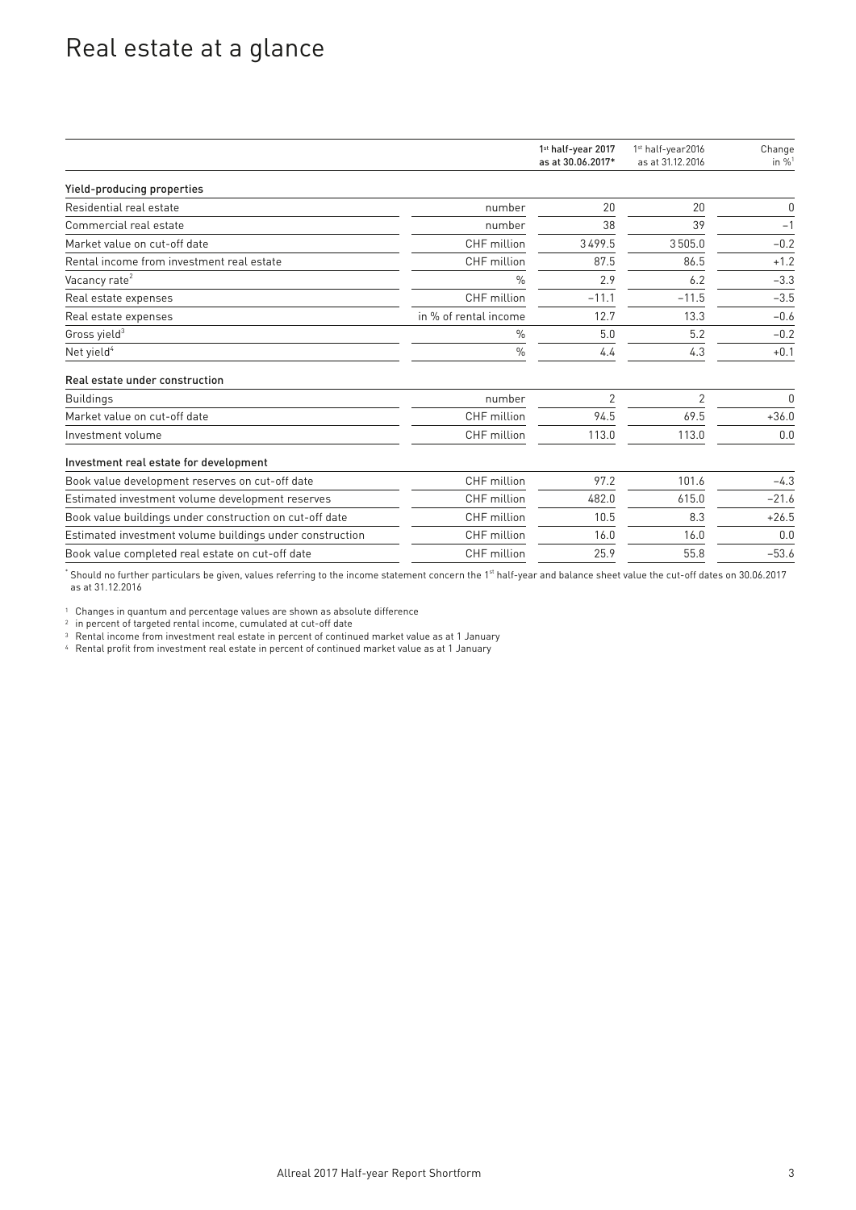# Real estate at a glance

| | | 1st half-year 2017 as at 30.06.2017* | 1st half-year2016 as at 31.12.2016 | Change in %[1] |
|---|---|---|---|---|
| **Yield-producing properties** | | | | |
| Residential real estate | number | 20 | 20 | 0 |
| Commercial real estate | number | 38 | 39 | –1 |
| Market value on cut-off date | CHF million | 3499.5 | 3505.0 | –0.2 |
| Rental income from investment real estate | CHF million | 87.5 | 86.5 | +1.2 |
| Vacancy rate[2] | % | 2.9 | 6.2 | –3.3 |
| Real estate expenses | CHF million | –11.1 | –11.5 | –3.5 |
| Real estate expenses | in % of rental income | 12.7 | 13.3 | –0.6 |
| Gross yield[3] | % | 5.0 | 5.2 | –0.2 |
| Net yield[4] | % | 4.4 | 4.3 | +0.1 |
| **Real estate under construction** | | | | |
| Buildings | number | 2 | 2 | 0 |
| Market value on cut-off date | CHF million | 94.5 | 69.5 | +36.0 |
| Investment volume | CHF million | 113.0 | 113.0 | 0.0 |
| **Investment real estate for development** | | | | |
| Book value development reserves on cut-off date | CHF million | 97.2 | 101.6 | –4.3 |
| Estimated investment volume development reserves | CHF million | 482.0 | 615.0 | –21.6 |
| Book value buildings under construction on cut-off date | CHF million | 10.5 | 8.3 | +26.5 |
| Estimated investment volume buildings under construction | CHF million | 16.0 | 16.0 | 0.0 |
| Book value completed real estate on cut-off date | CHF million | 25.9 | 55.8 | –53.6 |

* Should no further particulars be given, values referring to the income statement concern the 1st half-year and balance sheet value the cut-off dates on 30.06.2017 as at 31.12.2016

[1] Changes in quantum and percentage values are shown as absolute difference

[2] in percent of targeted rental income, cumulated at cut-off date

[3] Rental income from investment real estate in percent of continued market value as at 1 January

[4] Rental profit from investment real estate in percent of continued market value as at 1 January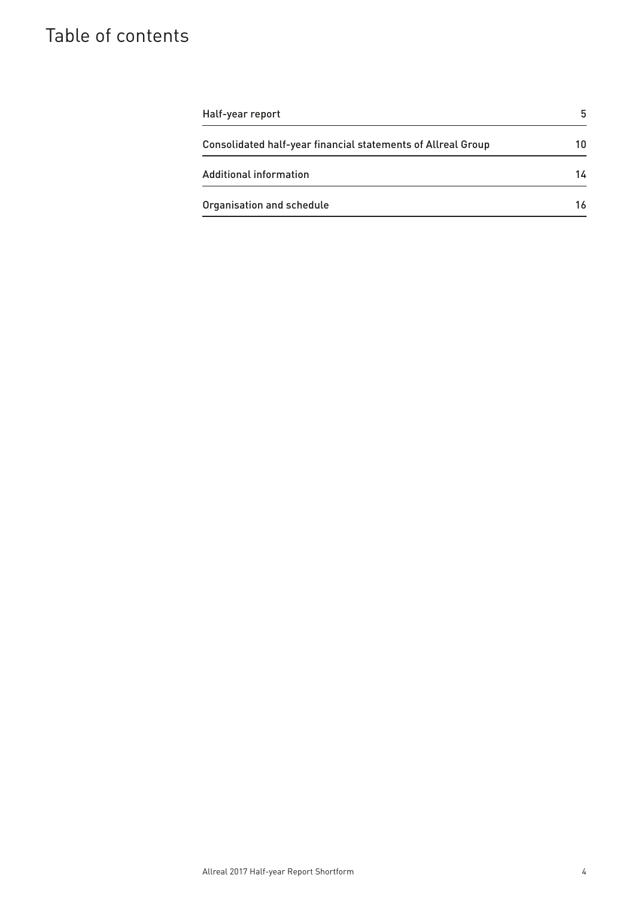# Table of contents

| | |
|---|---|
| Half-year report | 5 |
| Consolidated half-year financial statements of Allreal Group | 10 |
| Additional information | 14 |
| Organisation and schedule | 16 |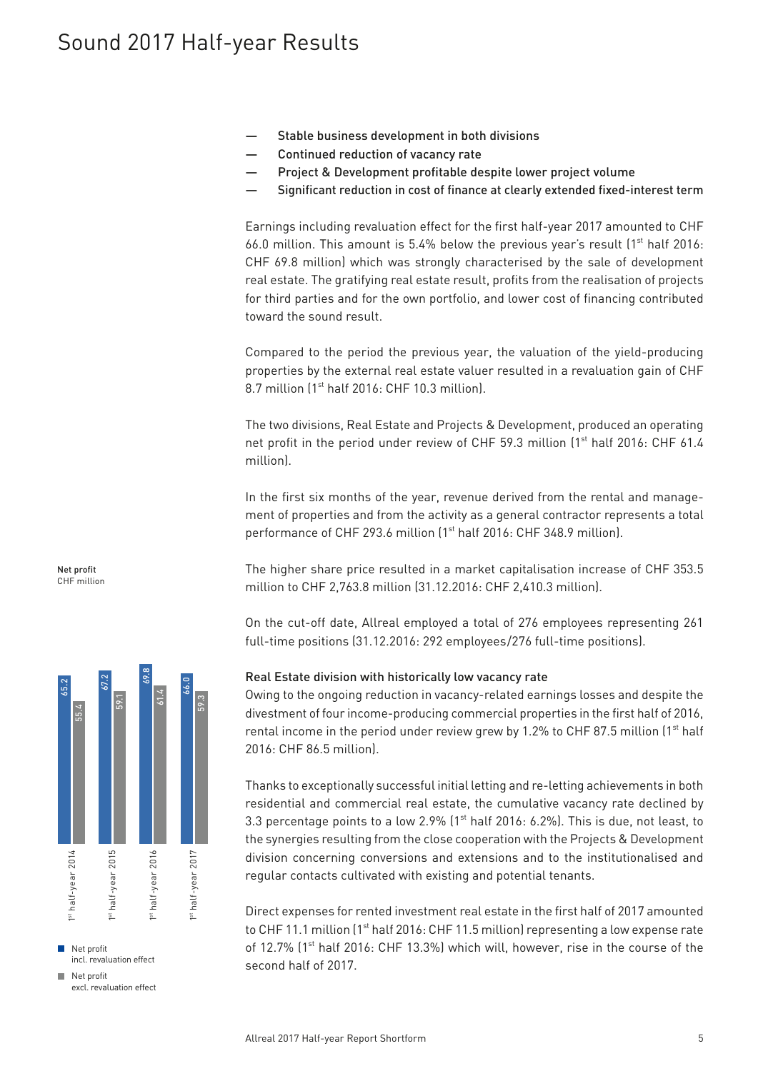# Sound 2017 Half-year Results

- Stable business development in both divisions
- Continued reduction of vacancy rate
- Project & Development profitable despite lower project volume
- Significant reduction in cost of finance at clearly extended fixed-interest term

Earnings including revaluation effect for the first half-year 2017 amounted to CHF 66.0 million. This amount is 5.4% below the previous year's result (1st half 2016: CHF 69.8 million) which was strongly characterised by the sale of development real estate. The gratifying real estate result, profits from the realisation of projects for third parties and for the own portfolio, and lower cost of financing contributed toward the sound result.

Compared to the period the previous year, the valuation of the yield-producing properties by the external real estate valuer resulted in a revaluation gain of CHF 8.7 million (1st half 2016: CHF 10.3 million).

The two divisions, Real Estate and Projects & Development, produced an operating net profit in the period under review of CHF 59.3 million (1st half 2016: CHF 61.4 million).

In the first six months of the year, revenue derived from the rental and management of properties and from the activity as a general contractor represents a total performance of CHF 293.6 million (1st half 2016: CHF 348.9 million).

The higher share price resulted in a market capitalisation increase of CHF 353.5 million to CHF 2,763.8 million (31.12.2016: CHF 2,410.3 million).

On the cut-off date, Allreal employed a total of 276 employees representing 261 full-time positions (31.12.2016: 292 employees/276 full-time positions).

**Net profit**
CHF million

| | Net profit incl. revaluation effect | Net profit excl. revaluation effect |
|---|---|---|
| 1st half-year 2014 | 65.2 | 55.4 |
| 1st half-year 2015 | 67.2 | 59.1 |
| 1st half-year 2016 | 69.8 | 61.4 |
| 1st half-year 2017 | 66.0 | 59.3 |

### Real Estate division with historically low vacancy rate

Owing to the ongoing reduction in vacancy-related earnings losses and despite the divestment of four income-producing commercial properties in the first half of 2016, rental income in the period under review grew by 1.2% to CHF 87.5 million (1st half 2016: CHF 86.5 million).

Thanks to exceptionally successful initial letting and re-letting achievements in both residential and commercial real estate, the cumulative vacancy rate declined by 3.3 percentage points to a low 2.9% (1st half 2016: 6.2%). This is due, not least, to the synergies resulting from the close cooperation with the Projects & Development division concerning conversions and extensions and to the institutionalised and regular contacts cultivated with existing and potential tenants.

Direct expenses for rented investment real estate in the first half of 2017 amounted to CHF 11.1 million (1st half 2016: CHF 11.5 million) representing a low expense rate of 12.7% (1st half 2016: CHF 13.3%) which will, however, rise in the course of the second half of 2017.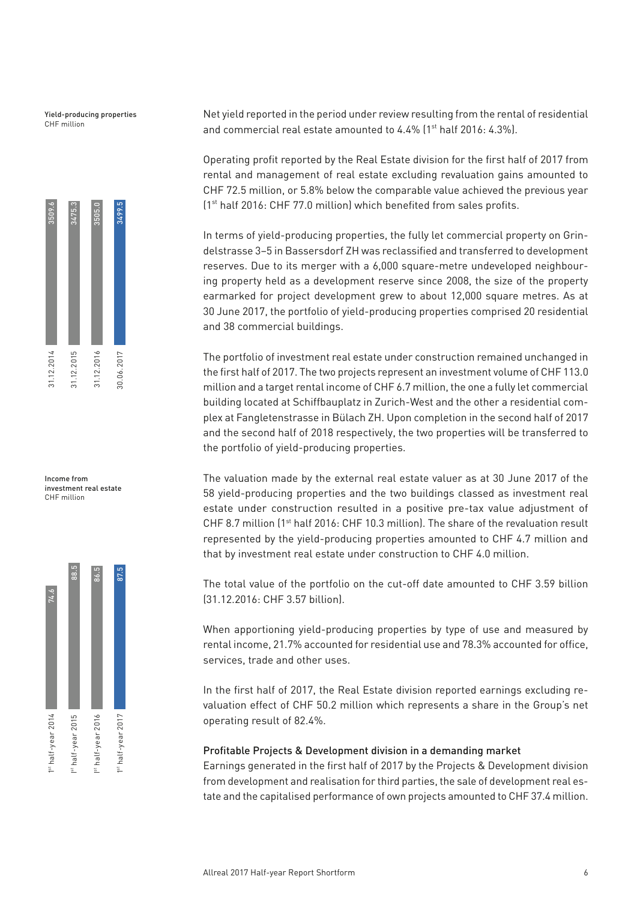**Yield-producing properties**
CHF million

| Date | CHF million |
|---|---|
| 31.12.2014 | 3509.6 |
| 31.12.2015 | 3475.3 |
| 31.12.2016 | 3505.0 |
| 30.06.2017 | 3499.5 |

**Income from investment real estate**
CHF million

| Period | CHF million |
|---|---|
| 1st half-year 2014 | 74.6 |
| 1st half-year 2015 | 88.5 |
| 1st half-year 2016 | 86.5 |
| 1st half-year 2017 | 87.5 |

Net yield reported in the period under review resulting from the rental of residential and commercial real estate amounted to 4.4% (1st half 2016: 4.3%).

Operating profit reported by the Real Estate division for the first half of 2017 from rental and management of real estate excluding revaluation gains amounted to CHF 72.5 million, or 5.8% below the comparable value achieved the previous year (1st half 2016: CHF 77.0 million) which benefited from sales profits.

In terms of yield-producing properties, the fully let commercial property on Grindelstrasse 3–5 in Bassersdorf ZH was reclassified and transferred to development reserves. Due to its merger with a 6,000 square-metre undeveloped neighbouring property held as a development reserve since 2008, the size of the property earmarked for project development grew to about 12,000 square metres. As at 30 June 2017, the portfolio of yield-producing properties comprised 20 residential and 38 commercial buildings.

The portfolio of investment real estate under construction remained unchanged in the first half of 2017. The two projects represent an investment volume of CHF 113.0 million and a target rental income of CHF 6.7 million, the one a fully let commercial building located at Schiffbauplatz in Zurich-West and the other a residential complex at Fangletenstrasse in Bülach ZH. Upon completion in the second half of 2017 and the second half of 2018 respectively, the two properties will be transferred to the portfolio of yield-producing properties.

The valuation made by the external real estate valuer as at 30 June 2017 of the 58 yield-producing properties and the two buildings classed as investment real estate under construction resulted in a positive pre-tax value adjustment of CHF 8.7 million (1st half 2016: CHF 10.3 million). The share of the revaluation result represented by the yield-producing properties amounted to CHF 4.7 million and that by investment real estate under construction to CHF 4.0 million.

The total value of the portfolio on the cut-off date amounted to CHF 3.59 billion (31.12.2016: CHF 3.57 billion).

When apportioning yield-producing properties by type of use and measured by rental income, 21.7% accounted for residential use and 78.3% accounted for office, services, trade and other uses.

In the first half of 2017, the Real Estate division reported earnings excluding revaluation effect of CHF 50.2 million which represents a share in the Group's net operating result of 82.4%.

### Profitable Projects & Development division in a demanding market

Earnings generated in the first half of 2017 by the Projects & Development division from development and realisation for third parties, the sale of development real estate and the capitalised performance of own projects amounted to CHF 37.4 million.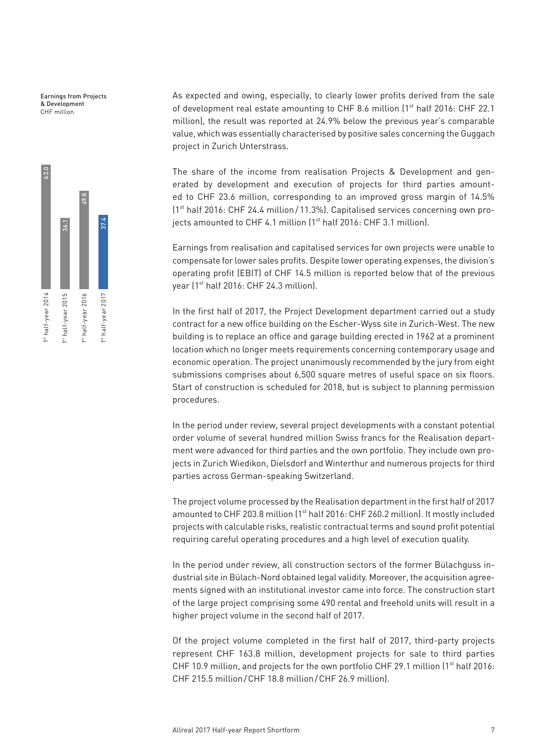**Earnings from Projects & Development**
CHF million

| | 1st half-year 2014 | 1st half-year 2015 | 1st half-year 2016 | 1st half-year 2017 |
|---|---|---|---|---|
| Earnings from Projects & Development | 63.0 | 36.1 | 49.8 | 37.4 |

As expected and owing, especially, to clearly lower profits derived from the sale of development real estate amounting to CHF 8.6 million (1st half 2016: CHF 22.1 million), the result was reported at 24.9% below the previous year's comparable value, which was essentially characterised by positive sales concerning the Guggach project in Zurich Unterstrass.

The share of the income from realisation Projects & Development and generated by development and execution of projects for third parties amounted to CHF 23.6 million, corresponding to an improved gross margin of 14.5% (1st half 2016: CHF 24.4 million / 11.3%). Capitalised services concerning own projects amounted to CHF 4.1 million (1st half 2016: CHF 3.1 million).

Earnings from realisation and capitalised services for own projects were unable to compensate for lower sales profits. Despite lower operating expenses, the division's operating profit (EBIT) of CHF 14.5 million is reported below that of the previous year (1st half 2016: CHF 24.3 million).

In the first half of 2017, the Project Development department carried out a study contract for a new office building on the Escher-Wyss site in Zurich-West. The new building is to replace an office and garage building erected in 1962 at a prominent location which no longer meets requirements concerning contemporary usage and economic operation. The project unanimously recommended by the jury from eight submissions comprises about 6,500 square metres of useful space on six floors. Start of construction is scheduled for 2018, but is subject to planning permission procedures.

In the period under review, several project developments with a constant potential order volume of several hundred million Swiss francs for the Realisation department were advanced for third parties and the own portfolio. They include own projects in Zurich Wiedikon, Dielsdorf and Winterthur and numerous projects for third parties across German-speaking Switzerland.

The project volume processed by the Realisation department in the first half of 2017 amounted to CHF 203.8 million (1st half 2016: CHF 260.2 million). It mostly included projects with calculable risks, realistic contractual terms and sound profit potential requiring careful operating procedures and a high level of execution quality.

In the period under review, all construction sectors of the former Bülachguss industrial site in Bülach-Nord obtained legal validity. Moreover, the acquisition agreements signed with an institutional investor came into force. The construction start of the large project comprising some 490 rental and freehold units will result in a higher project volume in the second half of 2017.

Of the project volume completed in the first half of 2017, third-party projects represent CHF 163.8 million, development projects for sale to third parties CHF 10.9 million, and projects for the own portfolio CHF 29.1 million (1st half 2016: CHF 215.5 million / CHF 18.8 million / CHF 26.9 million).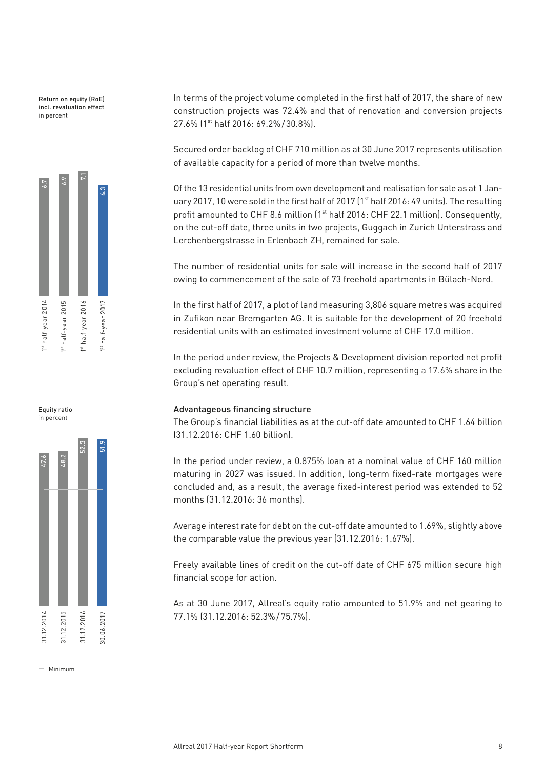Return on equity (RoE) incl. revaluation effect
in percent

| | 1st half-year 2014 | 1st half-year 2015 | 1st half-year 2016 | 1st half-year 2017 |
|---|---|---|---|---|
| RoE | 6.7 | 6.9 | 7.1 | 6.3 |

Equity ratio
in percent

| | 31.12.2014 | 31.12.2015 | 31.12.2016 | 30.06.2017 |
|---|---|---|---|---|
| Equity ratio | 47.6 | 48.2 | 52.3 | 51.9 |

— Minimum

In terms of the project volume completed in the first half of 2017, the share of new construction projects was 72.4% and that of renovation and conversion projects 27.6% (1st half 2016: 69.2%/30.8%).

Secured order backlog of CHF 710 million as at 30 June 2017 represents utilisation of available capacity for a period of more than twelve months.

Of the 13 residential units from own development and realisation for sale as at 1 January 2017, 10 were sold in the first half of 2017 (1st half 2016: 49 units). The resulting profit amounted to CHF 8.6 million (1st half 2016: CHF 22.1 million). Consequently, on the cut-off date, three units in two projects, Guggach in Zurich Unterstrass and Lerchenbergstrasse in Erlenbach ZH, remained for sale.

The number of residential units for sale will increase in the second half of 2017 owing to commencement of the sale of 73 freehold apartments in Bülach-Nord.

In the first half of 2017, a plot of land measuring 3,806 square metres was acquired in Zufikon near Bremgarten AG. It is suitable for the development of 20 freehold residential units with an estimated investment volume of CHF 17.0 million.

In the period under review, the Projects & Development division reported net profit excluding revaluation effect of CHF 10.7 million, representing a 17.6% share in the Group's net operating result.

### Advantageous financing structure

The Group's financial liabilities as at the cut-off date amounted to CHF 1.64 billion (31.12.2016: CHF 1.60 billion).

In the period under review, a 0.875% loan at a nominal value of CHF 160 million maturing in 2027 was issued. In addition, long-term fixed-rate mortgages were concluded and, as a result, the average fixed-interest period was extended to 52 months (31.12.2016: 36 months).

Average interest rate for debt on the cut-off date amounted to 1.69%, slightly above the comparable value the previous year (31.12.2016: 1.67%).

Freely available lines of credit on the cut-off date of CHF 675 million secure high financial scope for action.

As at 30 June 2017, Allreal's equity ratio amounted to 51.9% and net gearing to 77.1% (31.12.2016: 52.3%/75.7%).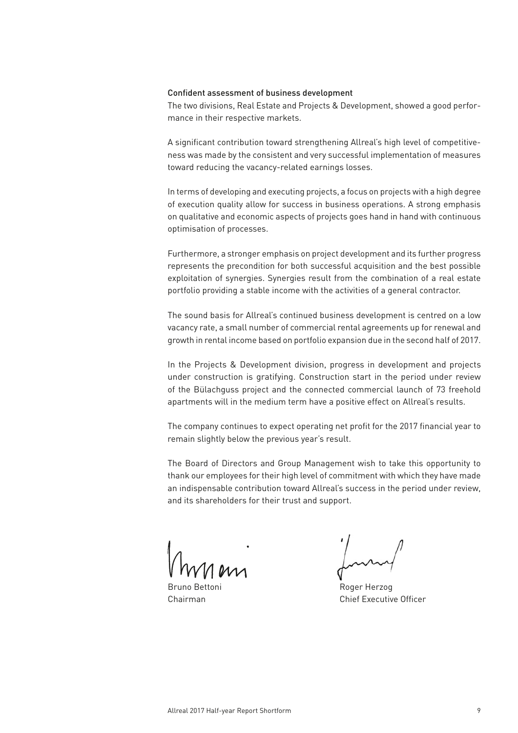### Confident assessment of business development

The two divisions, Real Estate and Projects & Development, showed a good performance in their respective markets.

A significant contribution toward strengthening Allreal's high level of competitiveness was made by the consistent and very successful implementation of measures toward reducing the vacancy-related earnings losses.

In terms of developing and executing projects, a focus on projects with a high degree of execution quality allow for success in business operations. A strong emphasis on qualitative and economic aspects of projects goes hand in hand with continuous optimisation of processes.

Furthermore, a stronger emphasis on project development and its further progress represents the precondition for both successful acquisition and the best possible exploitation of synergies. Synergies result from the combination of a real estate portfolio providing a stable income with the activities of a general contractor.

The sound basis for Allreal's continued business development is centred on a low vacancy rate, a small number of commercial rental agreements up for renewal and growth in rental income based on portfolio expansion due in the second half of 2017.

In the Projects & Development division, progress in development and projects under construction is gratifying. Construction start in the period under review of the Bülachguss project and the connected commercial launch of 73 freehold apartments will in the medium term have a positive effect on Allreal's results.

The company continues to expect operating net profit for the 2017 financial year to remain slightly below the previous year's result.

The Board of Directors and Group Management wish to take this opportunity to thank our employees for their high level of commitment with which they have made an indispensable contribution toward Allreal's success in the period under review, and its shareholders for their trust and support.

Bruno Bettoni
Chairman

Roger Herzog
Chief Executive Officer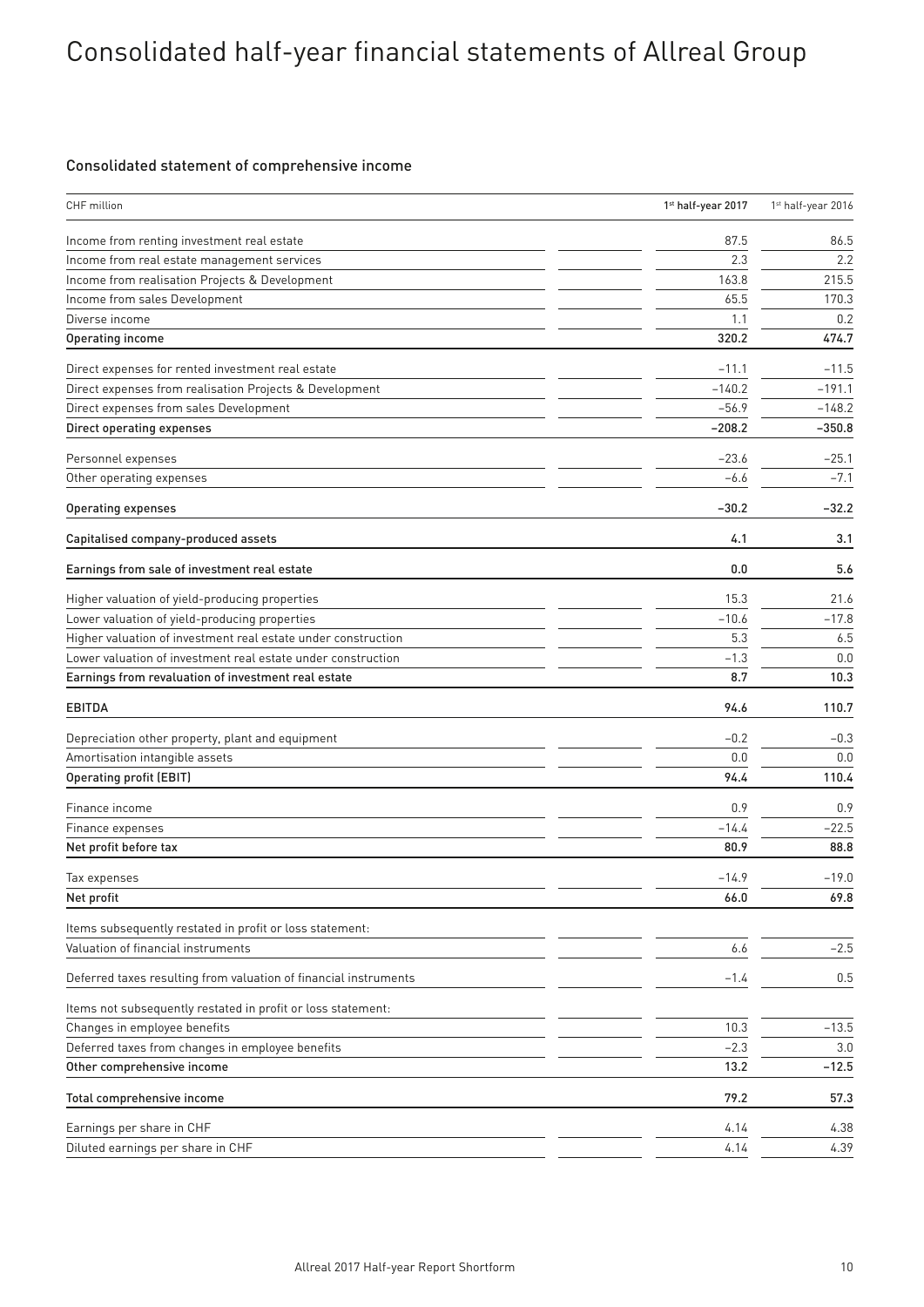# Consolidated half-year financial statements of Allreal Group

### Consolidated statement of comprehensive income

| CHF million | 1st half-year 2017 | 1st half-year 2016 |
|---|---|---|
| Income from renting investment real estate | 87.5 | 86.5 |
| Income from real estate management services | 2.3 | 2.2 |
| Income from realisation Projects & Development | 163.8 | 215.5 |
| Income from sales Development | 65.5 | 170.3 |
| Diverse income | 1.1 | 0.2 |
| **Operating income** | **320.2** | **474.7** |
| Direct expenses for rented investment real estate | –11.1 | –11.5 |
| Direct expenses from realisation Projects & Development | –140.2 | –191.1 |
| Direct expenses from sales Development | –56.9 | –148.2 |
| **Direct operating expenses** | **–208.2** | **–350.8** |
| Personnel expenses | –23.6 | –25.1 |
| Other operating expenses | –6.6 | –7.1 |
| **Operating expenses** | **–30.2** | **–32.2** |
| **Capitalised company-produced assets** | **4.1** | **3.1** |
| **Earnings from sale of investment real estate** | **0.0** | **5.6** |
| Higher valuation of yield-producing properties | 15.3 | 21.6 |
| Lower valuation of yield-producing properties | –10.6 | –17.8 |
| Higher valuation of investment real estate under construction | 5.3 | 6.5 |
| Lower valuation of investment real estate under construction | –1.3 | 0.0 |
| **Earnings from revaluation of investment real estate** | **8.7** | **10.3** |
| **EBITDA** | **94.6** | **110.7** |
| Depreciation other property, plant and equipment | –0.2 | –0.3 |
| Amortisation intangible assets | 0.0 | 0.0 |
| **Operating profit (EBIT)** | **94.4** | **110.4** |
| Finance income | 0.9 | 0.9 |
| Finance expenses | –14.4 | –22.5 |
| **Net profit before tax** | **80.9** | **88.8** |
| Tax expenses | –14.9 | –19.0 |
| **Net profit** | **66.0** | **69.8** |
| Items subsequently restated in profit or loss statement: | | |
| Valuation of financial instruments | 6.6 | –2.5 |
| Deferred taxes resulting from valuation of financial instruments | –1.4 | 0.5 |
| Items not subsequently restated in profit or loss statement: | | |
| Changes in employee benefits | 10.3 | –13.5 |
| Deferred taxes from changes in employee benefits | –2.3 | 3.0 |
| **Other comprehensive income** | **13.2** | **–12.5** |
| **Total comprehensive income** | **79.2** | **57.3** |
| Earnings per share in CHF | 4.14 | 4.38 |
| Diluted earnings per share in CHF | 4.14 | 4.39 |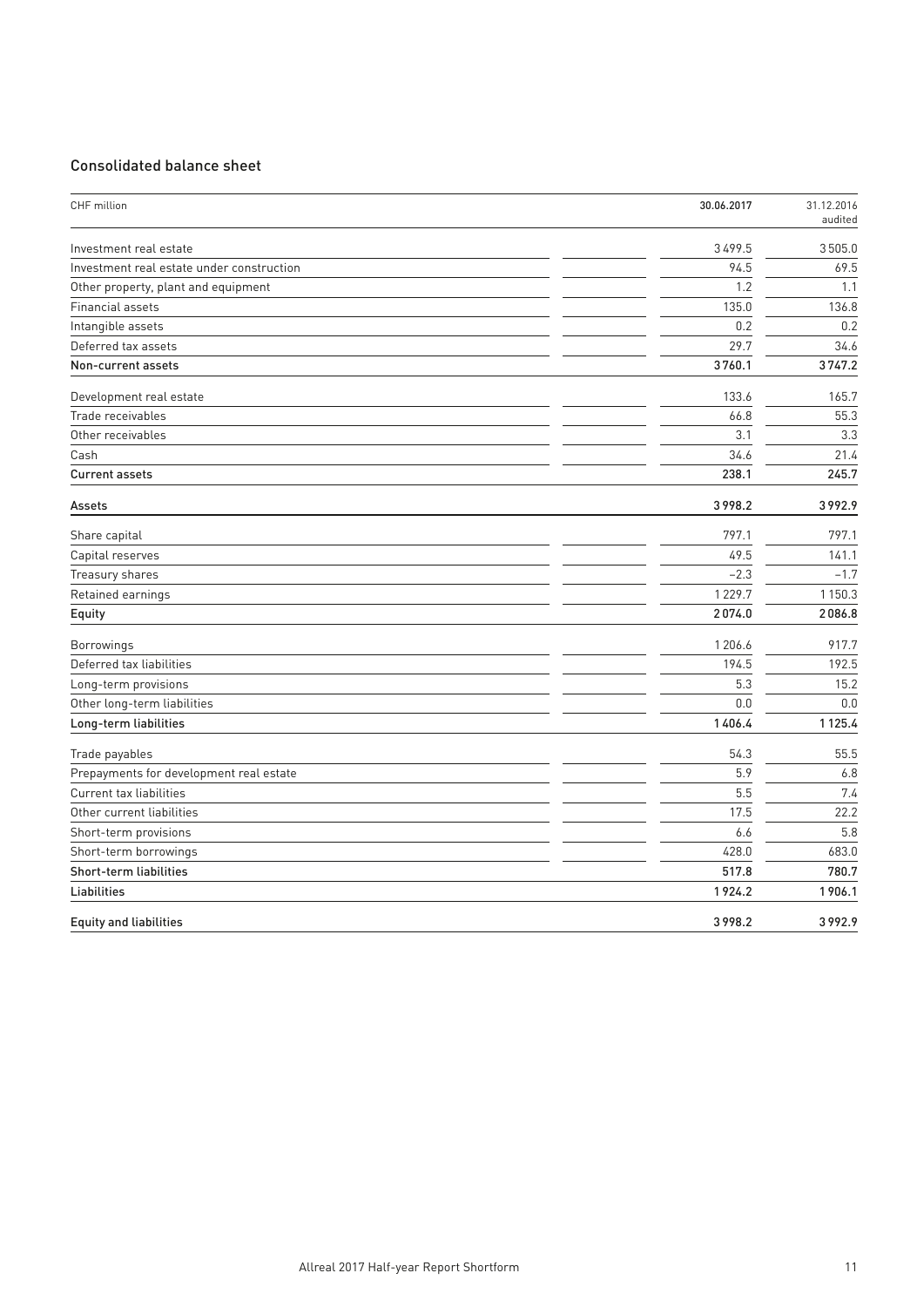## Consolidated balance sheet

| CHF million | 30.06.2017 | 31.12.2016 audited |
|---|---|---|
| Investment real estate | 3 499.5 | 3 505.0 |
| Investment real estate under construction | 94.5 | 69.5 |
| Other property, plant and equipment | 1.2 | 1.1 |
| Financial assets | 135.0 | 136.8 |
| Intangible assets | 0.2 | 0.2 |
| Deferred tax assets | 29.7 | 34.6 |
| **Non-current assets** | **3 760.1** | **3 747.2** |
| Development real estate | 133.6 | 165.7 |
| Trade receivables | 66.8 | 55.3 |
| Other receivables | 3.1 | 3.3 |
| Cash | 34.6 | 21.4 |
| **Current assets** | **238.1** | **245.7** |
| **Assets** | **3 998.2** | **3 992.9** |
| Share capital | 797.1 | 797.1 |
| Capital reserves | 49.5 | 141.1 |
| Treasury shares | –2.3 | –1.7 |
| Retained earnings | 1 229.7 | 1 150.3 |
| **Equity** | **2 074.0** | **2 086.8** |
| Borrowings | 1 206.6 | 917.7 |
| Deferred tax liabilities | 194.5 | 192.5 |
| Long-term provisions | 5.3 | 15.2 |
| Other long-term liabilities | 0.0 | 0.0 |
| **Long-term liabilities** | **1 406.4** | **1 125.4** |
| Trade payables | 54.3 | 55.5 |
| Prepayments for development real estate | 5.9 | 6.8 |
| Current tax liabilities | 5.5 | 7.4 |
| Other current liabilities | 17.5 | 22.2 |
| Short-term provisions | 6.6 | 5.8 |
| Short-term borrowings | 428.0 | 683.0 |
| **Short-term liabilities** | **517.8** | **780.7** |
| **Liabilities** | **1 924.2** | **1 906.1** |
| **Equity and liabilities** | **3 998.2** | **3 992.9** |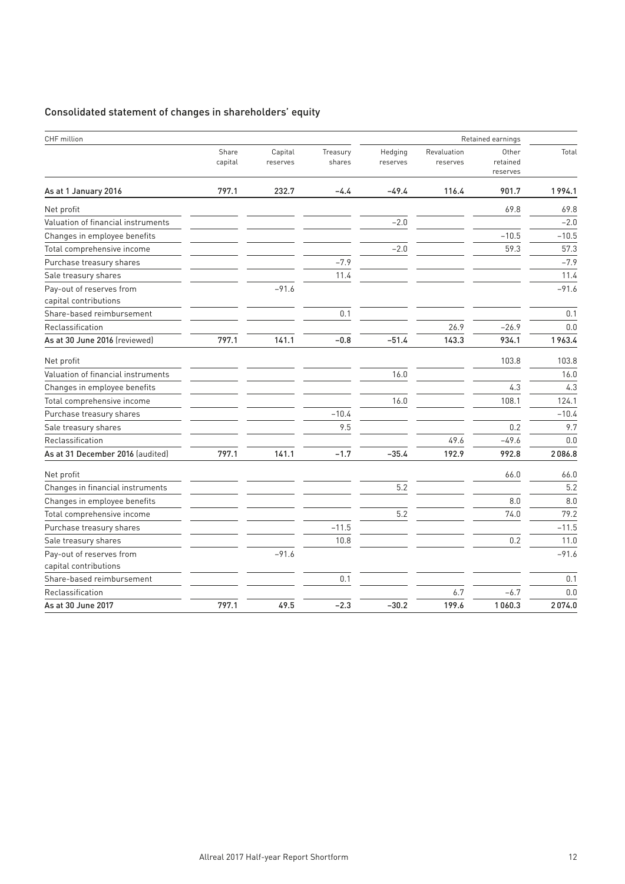## Consolidated statement of changes in shareholders' equity

| CHF million | | | | Retained earnings | | | |
|---|---|---|---|---|---|---|---|
| | Share capital | Capital reserves | Treasury shares | Hedging reserves | Revaluation reserves | Other retained reserves | Total |
| **As at 1 January 2016** | **797.1** | **232.7** | **–4.4** | **–49.4** | **116.4** | **901.7** | **1 994.1** |
| Net profit | | | | | | 69.8 | 69.8 |
| Valuation of financial instruments | | | | –2.0 | | | –2.0 |
| Changes in employee benefits | | | | | | –10.5 | –10.5 |
| Total comprehensive income | | | | –2.0 | | 59.3 | 57.3 |
| Purchase treasury shares | | | –7.9 | | | | –7.9 |
| Sale treasury shares | | | 11.4 | | | | 11.4 |
| Pay-out of reserves from capital contributions | | –91.6 | | | | | –91.6 |
| Share-based reimbursement | | | 0.1 | | | | 0.1 |
| Reclassification | | | | | 26.9 | –26.9 | 0.0 |
| **As at 30 June 2016** (reviewed) | **797.1** | **141.1** | **–0.8** | **–51.4** | **143.3** | **934.1** | **1 963.4** |
| Net profit | | | | | | 103.8 | 103.8 |
| Valuation of financial instruments | | | | 16.0 | | | 16.0 |
| Changes in employee benefits | | | | | | 4.3 | 4.3 |
| Total comprehensive income | | | | 16.0 | | 108.1 | 124.1 |
| Purchase treasury shares | | | –10.4 | | | | –10.4 |
| Sale treasury shares | | | 9.5 | | | 0.2 | 9.7 |
| Reclassification | | | | | 49.6 | –49.6 | 0.0 |
| **As at 31 December 2016** (audited) | **797.1** | **141.1** | **–1.7** | **–35.4** | **192.9** | **992.8** | **2 086.8** |
| Net profit | | | | | | 66.0 | 66.0 |
| Changes in financial instruments | | | | 5.2 | | | 5.2 |
| Changes in employee benefits | | | | | | 8.0 | 8.0 |
| Total comprehensive income | | | | 5.2 | | 74.0 | 79.2 |
| Purchase treasury shares | | | –11.5 | | | | –11.5 |
| Sale treasury shares | | | 10.8 | | | 0.2 | 11.0 |
| Pay-out of reserves from capital contributions | | –91.6 | | | | | –91.6 |
| Share-based reimbursement | | | 0.1 | | | | 0.1 |
| Reclassification | | | | | 6.7 | –6.7 | 0.0 |
| **As at 30 June 2017** | **797.1** | **49.5** | **–2.3** | **–30.2** | **199.6** | **1 060.3** | **2 074.0** |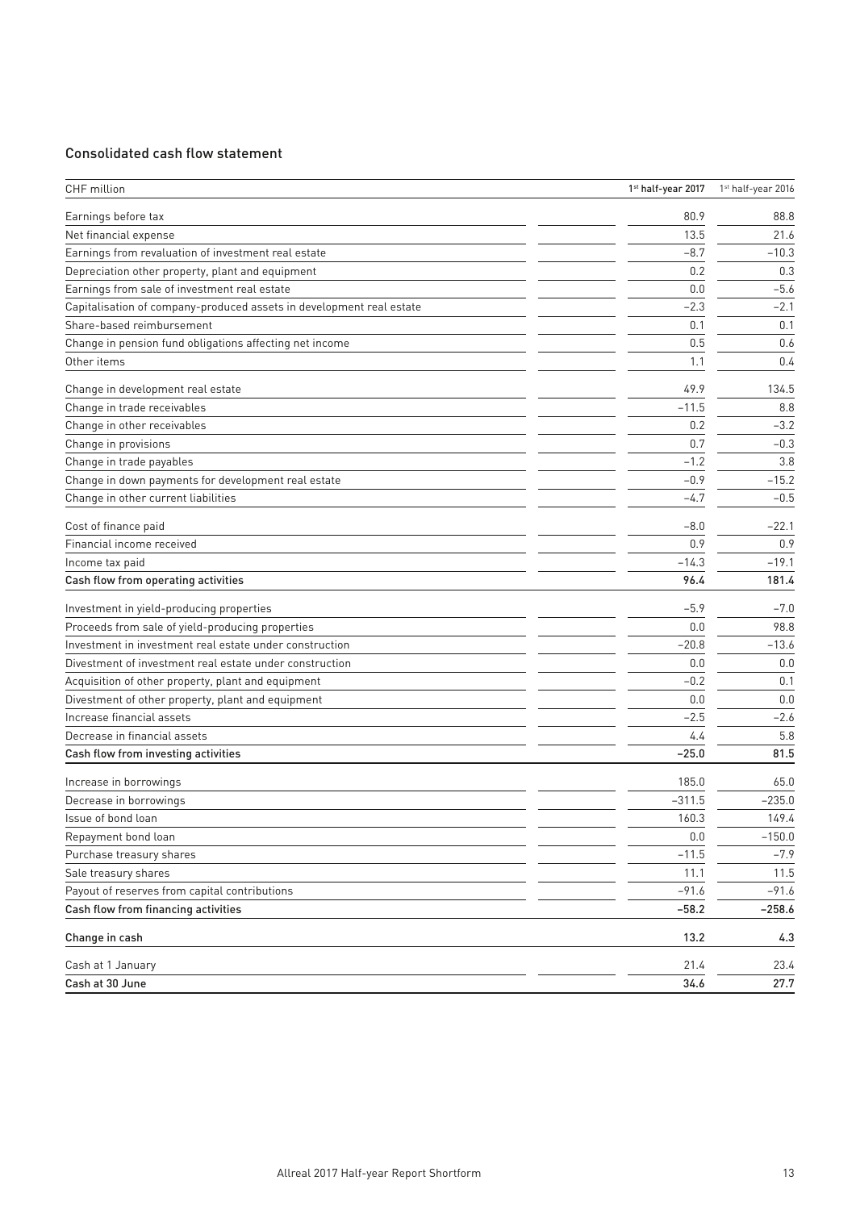## Consolidated cash flow statement

| CHF million | 1st half-year 2017 | 1st half-year 2016 |
|---|---|---|
| Earnings before tax | 80.9 | 88.8 |
| Net financial expense | 13.5 | 21.6 |
| Earnings from revaluation of investment real estate | –8.7 | –10.3 |
| Depreciation other property, plant and equipment | 0.2 | 0.3 |
| Earnings from sale of investment real estate | 0.0 | –5.6 |
| Capitalisation of company-produced assets in development real estate | –2.3 | –2.1 |
| Share-based reimbursement | 0.1 | 0.1 |
| Change in pension fund obligations affecting net income | 0.5 | 0.6 |
| Other items | 1.1 | 0.4 |
| Change in development real estate | 49.9 | 134.5 |
| Change in trade receivables | –11.5 | 8.8 |
| Change in other receivables | 0.2 | –3.2 |
| Change in provisions | 0.7 | –0.3 |
| Change in trade payables | –1.2 | 3.8 |
| Change in down payments for development real estate | –0.9 | –15.2 |
| Change in other current liabilities | –4.7 | –0.5 |
| Cost of finance paid | –8.0 | –22.1 |
| Financial income received | 0.9 | 0.9 |
| Income tax paid | –14.3 | –19.1 |
| **Cash flow from operating activities** | **96.4** | **181.4** |
| Investment in yield-producing properties | –5.9 | –7.0 |
| Proceeds from sale of yield-producing properties | 0.0 | 98.8 |
| Investment in investment real estate under construction | –20.8 | –13.6 |
| Divestment of investment real estate under construction | 0.0 | 0.0 |
| Acquisition of other property, plant and equipment | –0.2 | 0.1 |
| Divestment of other property, plant and equipment | 0.0 | 0.0 |
| Increase financial assets | –2.5 | –2.6 |
| Decrease in financial assets | 4.4 | 5.8 |
| **Cash flow from investing activities** | **–25.0** | **81.5** |
| Increase in borrowings | 185.0 | 65.0 |
| Decrease in borrowings | –311.5 | –235.0 |
| Issue of bond loan | 160.3 | 149.4 |
| Repayment bond loan | 0.0 | –150.0 |
| Purchase treasury shares | –11.5 | –7.9 |
| Sale treasury shares | 11.1 | 11.5 |
| Payout of reserves from capital contributions | –91.6 | –91.6 |
| **Cash flow from financing activities** | **–58.2** | **–258.6** |
| **Change in cash** | **13.2** | **4.3** |
| Cash at 1 January | 21.4 | 23.4 |
| **Cash at 30 June** | **34.6** | **27.7** |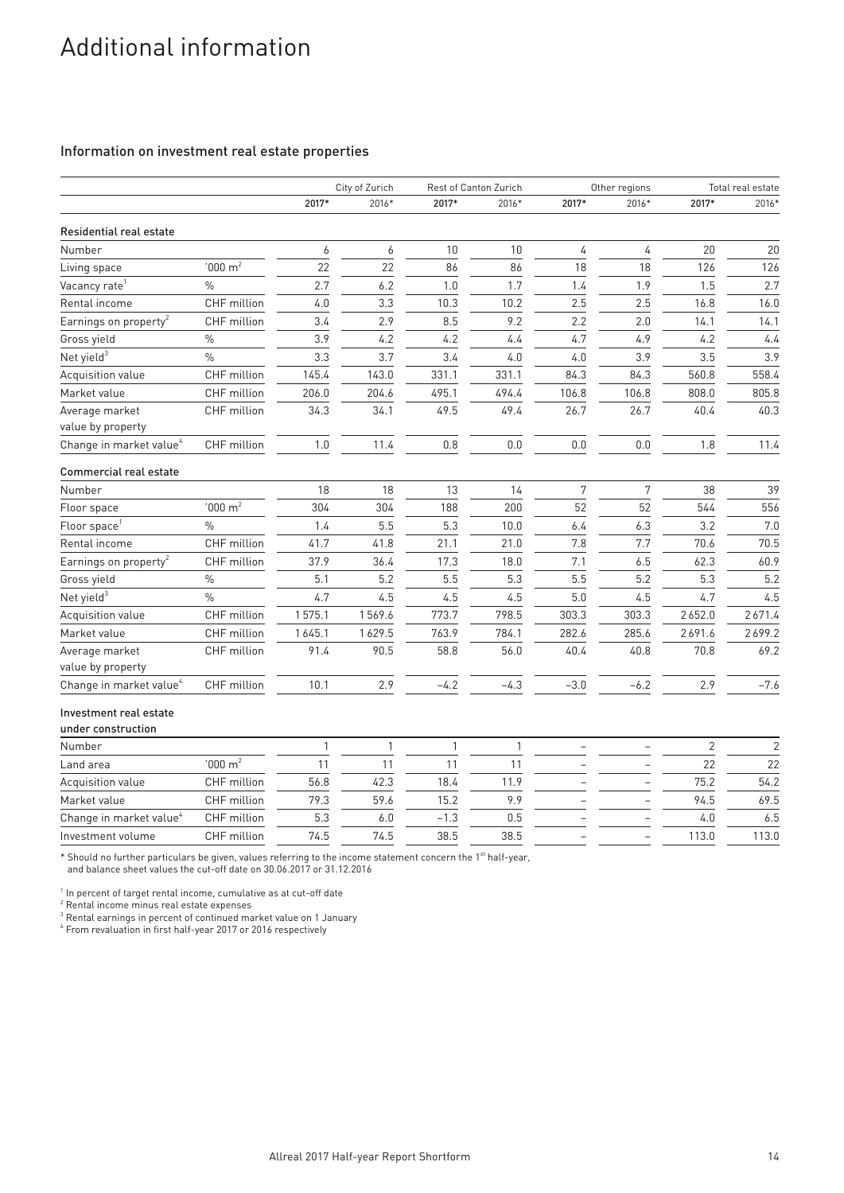# Additional information

## Information on investment real estate properties

| | | City of Zurich | | Rest of Canton Zurich | | Other regions | | Total real estate | |
|---|---|---|---|---|---|---|---|---|---|
| | | **2017*** | 2016* | **2017*** | 2016* | **2017*** | 2016* | **2017*** | 2016* |
| **Residential real estate** | | | | | | | | | |
| Number | | 6 | 6 | 10 | 10 | 4 | 4 | 20 | 20 |
| Living space | '000 m² | 22 | 22 | 86 | 86 | 18 | 18 | 126 | 126 |
| Vacancy rate[1] | % | 2.7 | 6.2 | 1.0 | 1.7 | 1.4 | 1.9 | 1.5 | 2.7 |
| Rental income | CHF million | 4.0 | 3.3 | 10.3 | 10.2 | 2.5 | 2.5 | 16.8 | 16.0 |
| Earnings on property[2] | CHF million | 3.4 | 2.9 | 8.5 | 9.2 | 2.2 | 2.0 | 14.1 | 14.1 |
| Gross yield | % | 3.9 | 4.2 | 4.2 | 4.4 | 4.7 | 4.9 | 4.2 | 4.4 |
| Net yield[3] | % | 3.3 | 3.7 | 3.4 | 4.0 | 4.0 | 3.9 | 3.5 | 3.9 |
| Acquisition value | CHF million | 145.4 | 143.0 | 331.1 | 331.1 | 84.3 | 84.3 | 560.8 | 558.4 |
| Market value | CHF million | 206.0 | 204.6 | 495.1 | 494.4 | 106.8 | 106.8 | 808.0 | 805.8 |
| Average market value by property | CHF million | 34.3 | 34.1 | 49.5 | 49.4 | 26.7 | 26.7 | 40.4 | 40.3 |
| Change in market value[4] | CHF million | 1.0 | 11.4 | 0.8 | 0.0 | 0.0 | 0.0 | 1.8 | 11.4 |
| **Commercial real estate** | | | | | | | | | |
| Number | | 18 | 18 | 13 | 14 | 7 | 7 | 38 | 39 |
| Floor space | '000 m² | 304 | 304 | 188 | 200 | 52 | 52 | 544 | 556 |
| Floor space[1] | % | 1.4 | 5.5 | 5.3 | 10.0 | 6.4 | 6.3 | 3.2 | 7.0 |
| Rental income | CHF million | 41.7 | 41.8 | 21.1 | 21.0 | 7.8 | 7.7 | 70.6 | 70.5 |
| Earnings on property[2] | CHF million | 37.9 | 36.4 | 17.3 | 18.0 | 7.1 | 6.5 | 62.3 | 60.9 |
| Gross yield | % | 5.1 | 5.2 | 5.5 | 5.3 | 5.5 | 5.2 | 5.3 | 5.2 |
| Net yield[3] | % | 4.7 | 4.5 | 4.5 | 4.5 | 5.0 | 4.5 | 4.7 | 4.5 |
| Acquisition value | CHF million | 1575.1 | 1569.6 | 773.7 | 798.5 | 303.3 | 303.3 | 2652.0 | 2671.4 |
| Market value | CHF million | 1645.1 | 1629.5 | 763.9 | 784.1 | 282.6 | 285.6 | 2691.6 | 2699.2 |
| Average market value by property | CHF million | 91.4 | 90.5 | 58.8 | 56.0 | 40.4 | 40.8 | 70.8 | 69.2 |
| Change in market value[4] | CHF million | 10.1 | 2.9 | −4.2 | −4.3 | −3.0 | −6.2 | 2.9 | −7.6 |
| **Investment real estate under construction** | | | | | | | | | |
| Number | | 1 | 1 | 1 | 1 | – | – | 2 | 2 |
| Land area | '000 m² | 11 | 11 | 11 | 11 | – | – | 22 | 22 |
| Acquisition value | CHF million | 56.8 | 42.3 | 18.4 | 11.9 | – | – | 75.2 | 54.2 |
| Market value | CHF million | 79.3 | 59.6 | 15.2 | 9.9 | – | – | 94.5 | 69.5 |
| Change in market value[4] | CHF million | 5.3 | 6.0 | −1.3 | 0.5 | – | – | 4.0 | 6.5 |
| Investment volume | CHF million | 74.5 | 74.5 | 38.5 | 38.5 | – | – | 113.0 | 113.0 |

* Should no further particulars be given, values referring to the income statement concern the 1st half-year, and balance sheet values the cut-off date on 30.06.2017 or 31.12.2016

[1] In percent of target rental income, cumulative as at cut-off date
[2] Rental income minus real estate expenses
[3] Rental earnings in percent of continued market value on 1 January
[4] From revaluation in first half-year 2017 or 2016 respectively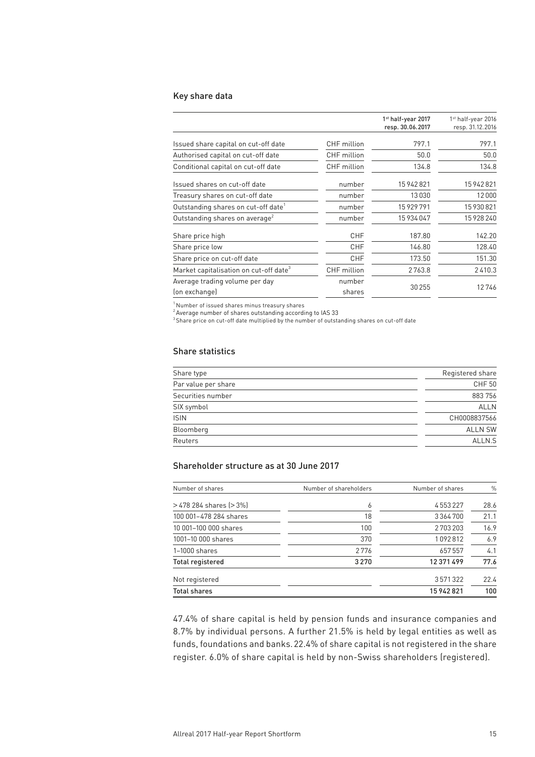## Key share data

| | | 1st half-year 2017 resp. 30.06.2017 | 1st half-year 2016 resp. 31.12.2016 |
|---|---|---|---|
| Issued share capital on cut-off date | CHF million | 797.1 | 797.1 |
| Authorised capital on cut-off date | CHF million | 50.0 | 50.0 |
| Conditional capital on cut-off date | CHF million | 134.8 | 134.8 |
| Issued shares on cut-off date | number | 15 942 821 | 15 942 821 |
| Treasury shares on cut-off date | number | 13 030 | 12 000 |
| Outstanding shares on cut-off date[1] | number | 15 929 791 | 15 930 821 |
| Outstanding shares on average[2] | number | 15 934 047 | 15 928 240 |
| Share price high | CHF | 187.80 | 142.20 |
| Share price low | CHF | 146.80 | 128.40 |
| Share price on cut-off date | CHF | 173.50 | 151.30 |
| Market capitalisation on cut-off date[3] | CHF million | 2 763.8 | 2 410.3 |
| Average trading volume per day (on exchange) | number shares | 30 255 | 12 746 |

[1] Number of issued shares minus treasury shares
[2] Average number of shares outstanding according to IAS 33
[3] Share price on cut-off date multiplied by the number of outstanding shares on cut-off date

## Share statistics

| | |
|---|---|
| Share type | Registered share |
| Par value per share | CHF 50 |
| Securities number | 883 756 |
| SIX symbol | ALLN |
| ISIN | CH0008837566 |
| Bloomberg | ALLN SW |
| Reuters | ALLN.S |

## Shareholder structure as at 30 June 2017

| Number of shares | Number of shareholders | Number of shares | % |
|---|---|---|---|
| > 478 284 shares (> 3%) | 6 | 4 553 227 | 28.6 |
| 100 001–478 284 shares | 18 | 3 364 700 | 21.1 |
| 10 001–100 000 shares | 100 | 2 703 203 | 16.9 |
| 1001–10 000 shares | 370 | 1 092 812 | 6.9 |
| 1–1000 shares | 2 776 | 657 557 | 4.1 |
| **Total registered** | **3 270** | **12 371 499** | **77.6** |
| Not registered | | 3 571 322 | 22.4 |
| **Total shares** | | **15 942 821** | **100** |

47.4% of share capital is held by pension funds and insurance companies and 8.7% by individual persons. A further 21.5% is held by legal entities as well as funds, foundations and banks. 22.4% of share capital is not registered in the share register. 6.0% of share capital is held by non-Swiss shareholders (registered).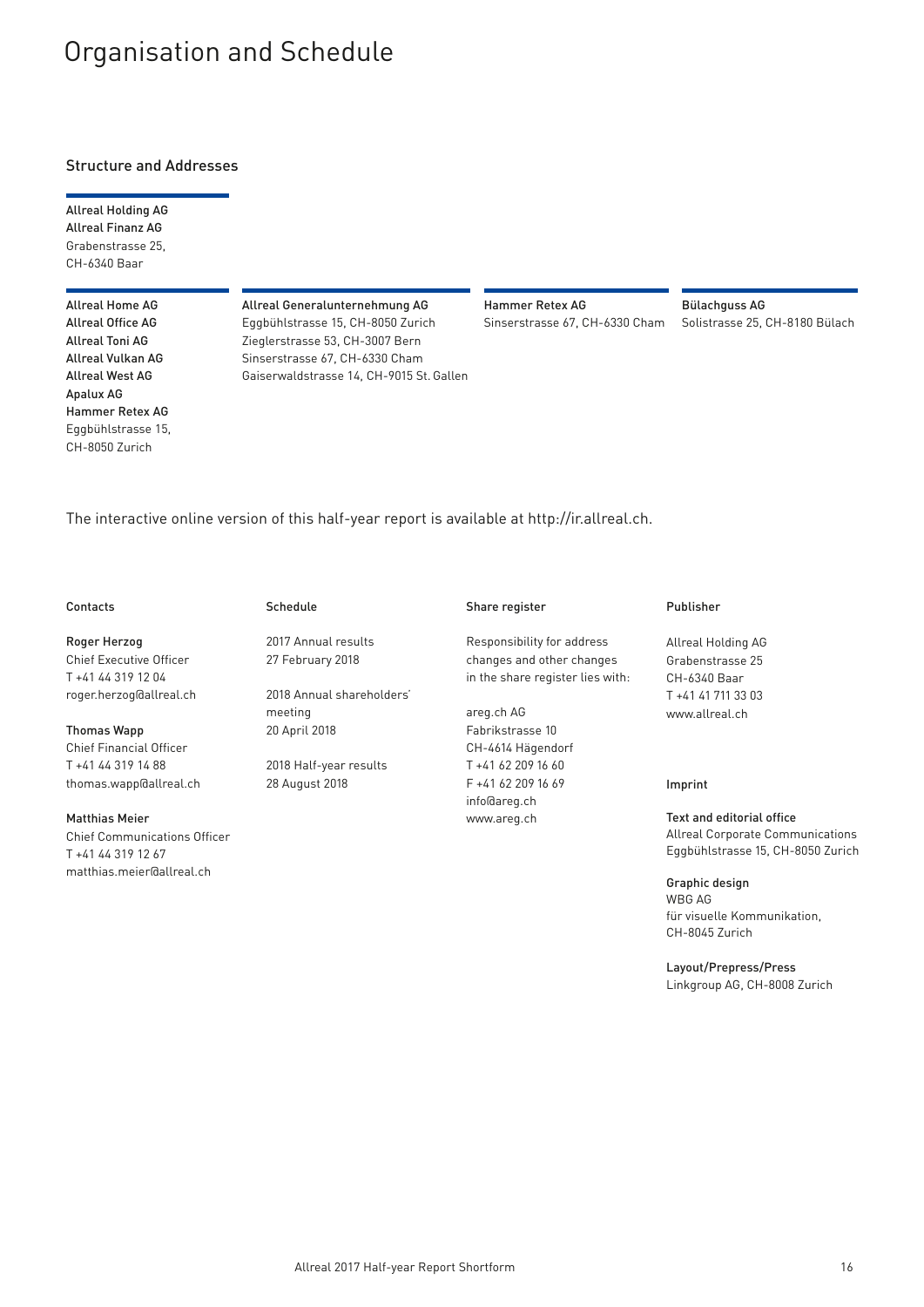# Organisation and Schedule

## Structure and Addresses

**Allreal Holding AG**
**Allreal Finanz AG**
Grabenstrasse 25,
CH-6340 Baar

**Allreal Home AG**
**Allreal Office AG**
**Allreal Toni AG**
**Allreal Vulkan AG**
**Allreal West AG**
**Apalux AG**
**Hammer Retex AG**
Eggbühlstrasse 15,
CH-8050 Zurich

**Allreal Generalunternehmung AG**
Eggbühlstrasse 15, CH-8050 Zurich
Zieglerstrasse 53, CH-3007 Bern
Sinserstrasse 67, CH-6330 Cham
Gaiserwaldstrasse 14, CH-9015 St. Gallen

**Hammer Retex AG**
Sinserstrasse 67, CH-6330 Cham

**Bülachguss AG**
Solistrasse 25, CH-8180 Bülach

The interactive online version of this half-year report is available at http://ir.allreal.ch.

### Contacts

**Roger Herzog**
Chief Executive Officer
T +41 44 319 12 04
roger.herzog@allreal.ch

**Thomas Wapp**
Chief Financial Officer
T +41 44 319 14 88
thomas.wapp@allreal.ch

**Matthias Meier**
Chief Communications Officer
T +41 44 319 12 67
matthias.meier@allreal.ch

### Schedule

2017 Annual results
27 February 2018

2018 Annual shareholders' meeting
20 April 2018

2018 Half-year results
28 August 2018

### Share register

Responsibility for address changes and other changes in the share register lies with:

areg.ch AG
Fabrikstrasse 10
CH-4614 Hägendorf
T +41 62 209 16 60
F +41 62 209 16 69
info@areg.ch
www.areg.ch

### Publisher

Allreal Holding AG
Grabenstrasse 25
CH-6340 Baar
T +41 41 711 33 03
www.allreal.ch

### Imprint

**Text and editorial office**
Allreal Corporate Communications
Eggbühlstrasse 15, CH-8050 Zurich

**Graphic design**
WBG AG
für visuelle Kommunikation,
CH-8045 Zurich

**Layout/Prepress/Press**
Linkgroup AG, CH-8008 Zurich